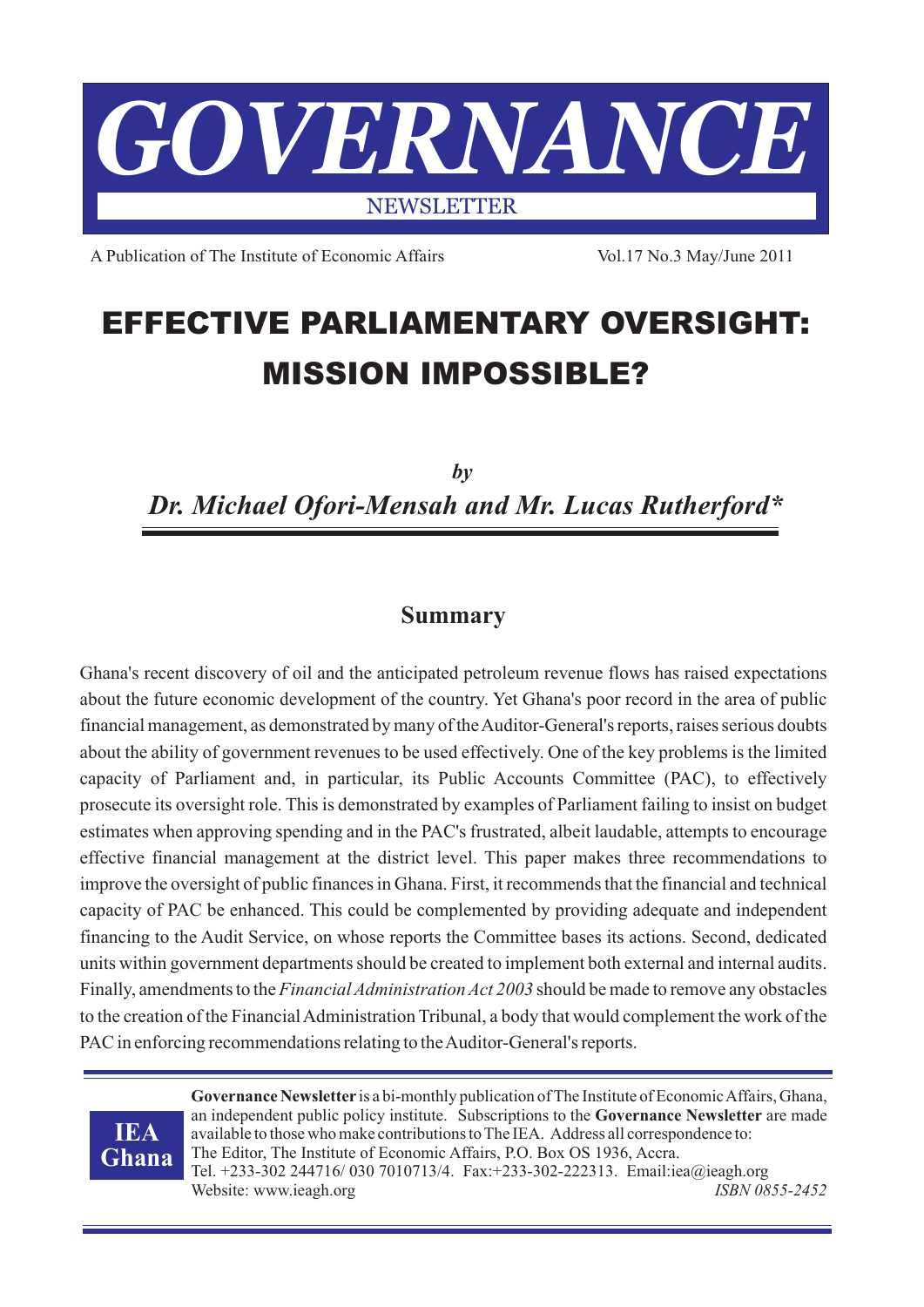# GOVERNANCE

NEWSLETTER

A Publication of The Institute of Economic Affairs Vol.17 No.3 May/June 2011

# EFFECTIVE PARLIAMENTARY OVERSIGHT: MISSION IMPOSSIBLE?

*by*

*Dr. Michael Ofori-Mensah and Mr. Lucas Rutherford**

## Summary

Ghana's recent discovery of oil and the anticipated petroleum revenue flows has raised expectations about the future economic development of the country. Yet Ghana's poor record in the area of public financial management, as demonstrated by many of the Auditor-General's reports, raises serious doubts about the ability of government revenues to be used effectively. One of the key problems is the limited capacity of Parliament and, in particular, its Public Accounts Committee (PAC), to effectively prosecute its oversight role. This is demonstrated by examples of Parliament failing to insist on budget estimates when approving spending and in the PAC's frustrated, albeit laudable, attempts to encourage effective financial management at the district level. This paper makes three recommendations to improve the oversight of public finances in Ghana. First, it recommends that the financial and technical capacity of PAC be enhanced. This could be complemented by providing adequate and independent financing to the Audit Service, on whose reports the Committee bases its actions. Second, dedicated units within government departments should be created to implement both external and internal audits. Finally, amendments to the *Financial Administration Act 2003* should be made to remove any obstacles to the creation of the Financial Administration Tribunal, a body that would complement the work of the PAC in enforcing recommendations relating to the Auditor-General's reports.

**IEA Ghana**

**Governance Newsletter** is a bi-monthly publication of The Institute of Economic Affairs, Ghana, an independent public policy institute. Subscriptions to the **Governance Newsletter** are made available to those who make contributions to The IEA. Address all correspondence to: The Editor, The Institute of Economic Affairs, P.O. Box OS 1936, Accra.
Tel. +233-302 244716/ 030 7010713/4. Fax:+233-302-222313. Email:iea@ieagh.org
Website: www.ieagh.org *ISBN 0855-2452*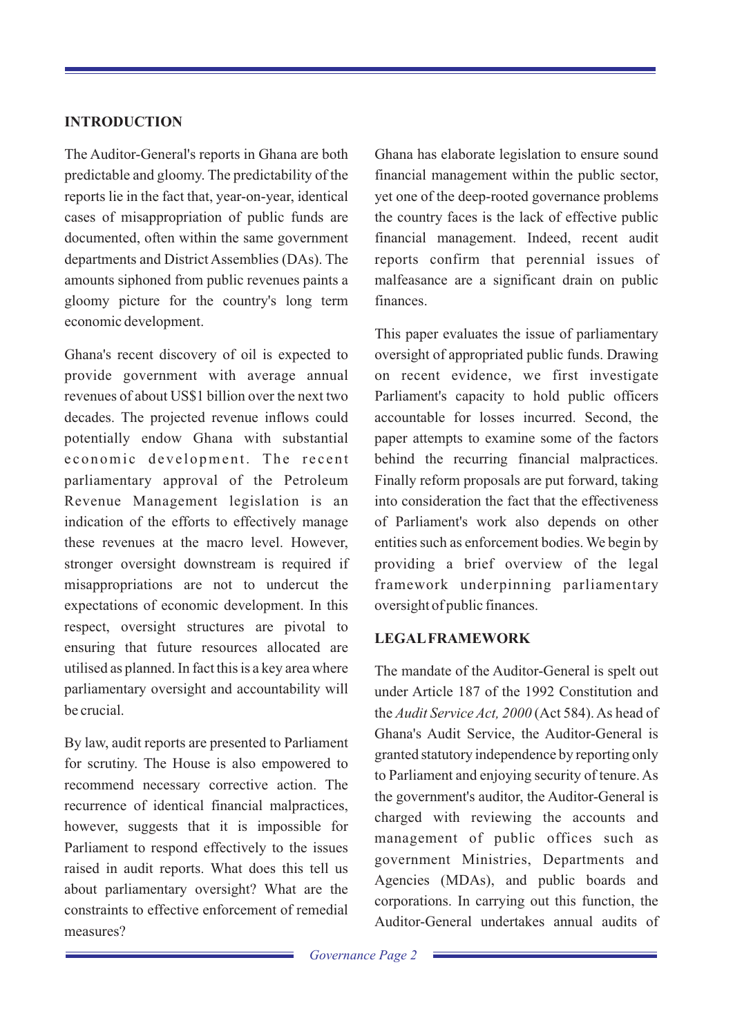## INTRODUCTION

The Auditor-General's reports in Ghana are both predictable and gloomy. The predictability of the reports lie in the fact that, year-on-year, identical cases of misappropriation of public funds are documented, often within the same government departments and District Assemblies (DAs). The amounts siphoned from public revenues paints a gloomy picture for the country's long term economic development.

Ghana's recent discovery of oil is expected to provide government with average annual revenues of about US$1 billion over the next two decades. The projected revenue inflows could potentially endow Ghana with substantial economic development. The recent parliamentary approval of the Petroleum Revenue Management legislation is an indication of the efforts to effectively manage these revenues at the macro level. However, stronger oversight downstream is required if misappropriations are not to undercut the expectations of economic development. In this respect, oversight structures are pivotal to ensuring that future resources allocated are utilised as planned. In fact this is a key area where parliamentary oversight and accountability will be crucial.

By law, audit reports are presented to Parliament for scrutiny. The House is also empowered to recommend necessary corrective action. The recurrence of identical financial malpractices, however, suggests that it is impossible for Parliament to respond effectively to the issues raised in audit reports. What does this tell us about parliamentary oversight? What are the constraints to effective enforcement of remedial measures?

Ghana has elaborate legislation to ensure sound financial management within the public sector, yet one of the deep-rooted governance problems the country faces is the lack of effective public financial management. Indeed, recent audit reports confirm that perennial issues of malfeasance are a significant drain on public finances.

This paper evaluates the issue of parliamentary oversight of appropriated public funds. Drawing on recent evidence, we first investigate Parliament's capacity to hold public officers accountable for losses incurred. Second, the paper attempts to examine some of the factors behind the recurring financial malpractices. Finally reform proposals are put forward, taking into consideration the fact that the effectiveness of Parliament's work also depends on other entities such as enforcement bodies. We begin by providing a brief overview of the legal framework underpinning parliamentary oversight of public finances.

## LEGAL FRAMEWORK

The mandate of the Auditor-General is spelt out under Article 187 of the 1992 Constitution and the *Audit Service Act, 2000* (Act 584). As head of Ghana's Audit Service, the Auditor-General is granted statutory independence by reporting only to Parliament and enjoying security of tenure. As the government's auditor, the Auditor-General is charged with reviewing the accounts and management of public offices such as government Ministries, Departments and Agencies (MDAs), and public boards and corporations. In carrying out this function, the Auditor-General undertakes annual audits of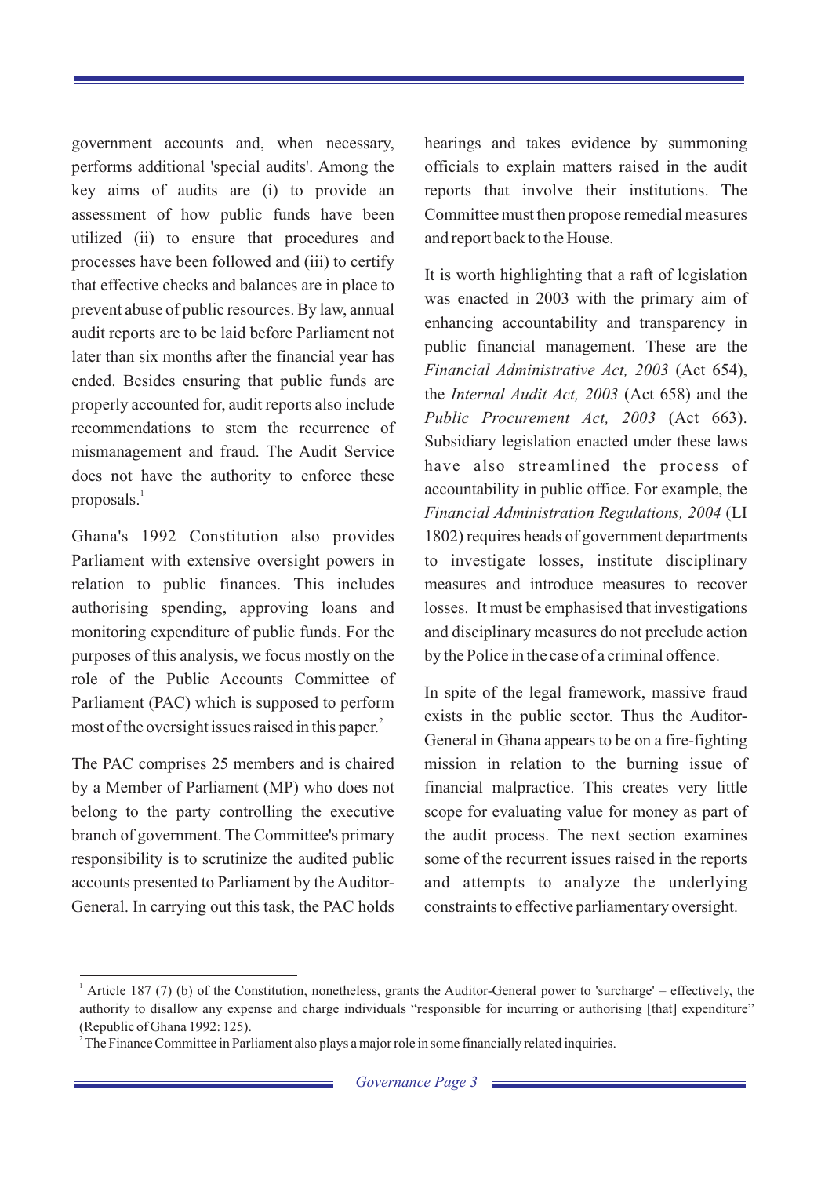government accounts and, when necessary, performs additional 'special audits'. Among the key aims of audits are (i) to provide an assessment of how public funds have been utilized (ii) to ensure that procedures and processes have been followed and (iii) to certify that effective checks and balances are in place to prevent abuse of public resources. By law, annual audit reports are to be laid before Parliament not later than six months after the financial year has ended. Besides ensuring that public funds are properly accounted for, audit reports also include recommendations to stem the recurrence of mismanagement and fraud. The Audit Service does not have the authority to enforce these proposals.[1]

Ghana's 1992 Constitution also provides Parliament with extensive oversight powers in relation to public finances. This includes authorising spending, approving loans and monitoring expenditure of public funds. For the purposes of this analysis, we focus mostly on the role of the Public Accounts Committee of Parliament (PAC) which is supposed to perform most of the oversight issues raised in this paper.[2]

The PAC comprises 25 members and is chaired by a Member of Parliament (MP) who does not belong to the party controlling the executive branch of government. The Committee's primary responsibility is to scrutinize the audited public accounts presented to Parliament by the Auditor-General. In carrying out this task, the PAC holds hearings and takes evidence by summoning officials to explain matters raised in the audit reports that involve their institutions. The Committee must then propose remedial measures and report back to the House.

It is worth highlighting that a raft of legislation was enacted in 2003 with the primary aim of enhancing accountability and transparency in public financial management. These are the *Financial Administrative Act, 2003* (Act 654), the *Internal Audit Act, 2003* (Act 658) and the *Public Procurement Act, 2003* (Act 663). Subsidiary legislation enacted under these laws have also streamlined the process of accountability in public office. For example, the *Financial Administration Regulations, 2004* (LI 1802) requires heads of government departments to investigate losses, institute disciplinary measures and introduce measures to recover losses. It must be emphasised that investigations and disciplinary measures do not preclude action by the Police in the case of a criminal offence.

In spite of the legal framework, massive fraud exists in the public sector. Thus the Auditor-General in Ghana appears to be on a fire-fighting mission in relation to the burning issue of financial malpractice. This creates very little scope for evaluating value for money as part of the audit process. The next section examines some of the recurrent issues raised in the reports and attempts to analyze the underlying constraints to effective parliamentary oversight.

---

[1] Article 187 (7) (b) of the Constitution, nonetheless, grants the Auditor-General power to 'surcharge' – effectively, the authority to disallow any expense and charge individuals "responsible for incurring or authorising [that] expenditure" (Republic of Ghana 1992: 125).

[2] The Finance Committee in Parliament also plays a major role in some financially related inquiries.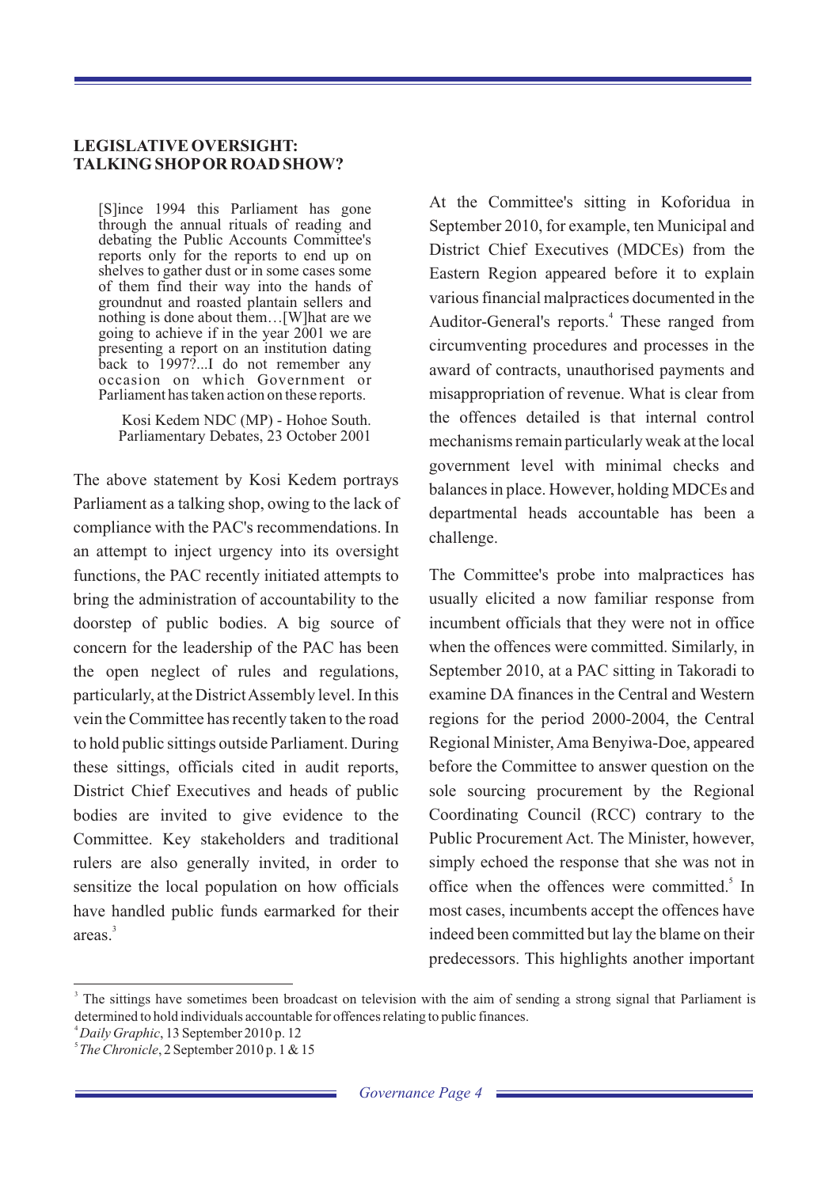## LEGISLATIVE OVERSIGHT: TALKING SHOP OR ROAD SHOW?

> [S]ince 1994 this Parliament has gone through the annual rituals of reading and debating the Public Accounts Committee's reports only for the reports to end up on shelves to gather dust or in some cases some of them find their way into the hands of groundnut and roasted plantain sellers and nothing is done about them…[W]hat are we going to achieve if in the year 2001 we are presenting a report on an institution dating back to 1997?...I do not remember any occasion on which Government or Parliament has taken action on these reports.
>
> Kosi Kedem NDC (MP) - Hohoe South. Parliamentary Debates, 23 October 2001

The above statement by Kosi Kedem portrays Parliament as a talking shop, owing to the lack of compliance with the PAC's recommendations. In an attempt to inject urgency into its oversight functions, the PAC recently initiated attempts to bring the administration of accountability to the doorstep of public bodies. A big source of concern for the leadership of the PAC has been the open neglect of rules and regulations, particularly, at the District Assembly level. In this vein the Committee has recently taken to the road to hold public sittings outside Parliament. During these sittings, officials cited in audit reports, District Chief Executives and heads of public bodies are invited to give evidence to the Committee. Key stakeholders and traditional rulers are also generally invited, in order to sensitize the local population on how officials have handled public funds earmarked for their areas.[3]

At the Committee's sitting in Koforidua in September 2010, for example, ten Municipal and District Chief Executives (MDCEs) from the Eastern Region appeared before it to explain various financial malpractices documented in the Auditor-General's reports.[4] These ranged from circumventing procedures and processes in the award of contracts, unauthorised payments and misappropriation of revenue. What is clear from the offences detailed is that internal control mechanisms remain particularly weak at the local government level with minimal checks and balances in place. However, holding MDCEs and departmental heads accountable has been a challenge.

The Committee's probe into malpractices has usually elicited a now familiar response from incumbent officials that they were not in office when the offences were committed. Similarly, in September 2010, at a PAC sitting in Takoradi to examine DA finances in the Central and Western regions for the period 2000-2004, the Central Regional Minister, Ama Benyiwa-Doe, appeared before the Committee to answer question on the sole sourcing procurement by the Regional Coordinating Council (RCC) contrary to the Public Procurement Act. The Minister, however, simply echoed the response that she was not in office when the offences were committed.[5] In most cases, incumbents accept the offences have indeed been committed but lay the blame on their predecessors. This highlights another important

---

[3] The sittings have sometimes been broadcast on television with the aim of sending a strong signal that Parliament is determined to hold individuals accountable for offences relating to public finances.

[4] *Daily Graphic*, 13 September 2010 p. 12

[5] *The Chronicle*, 2 September 2010 p. 1 & 15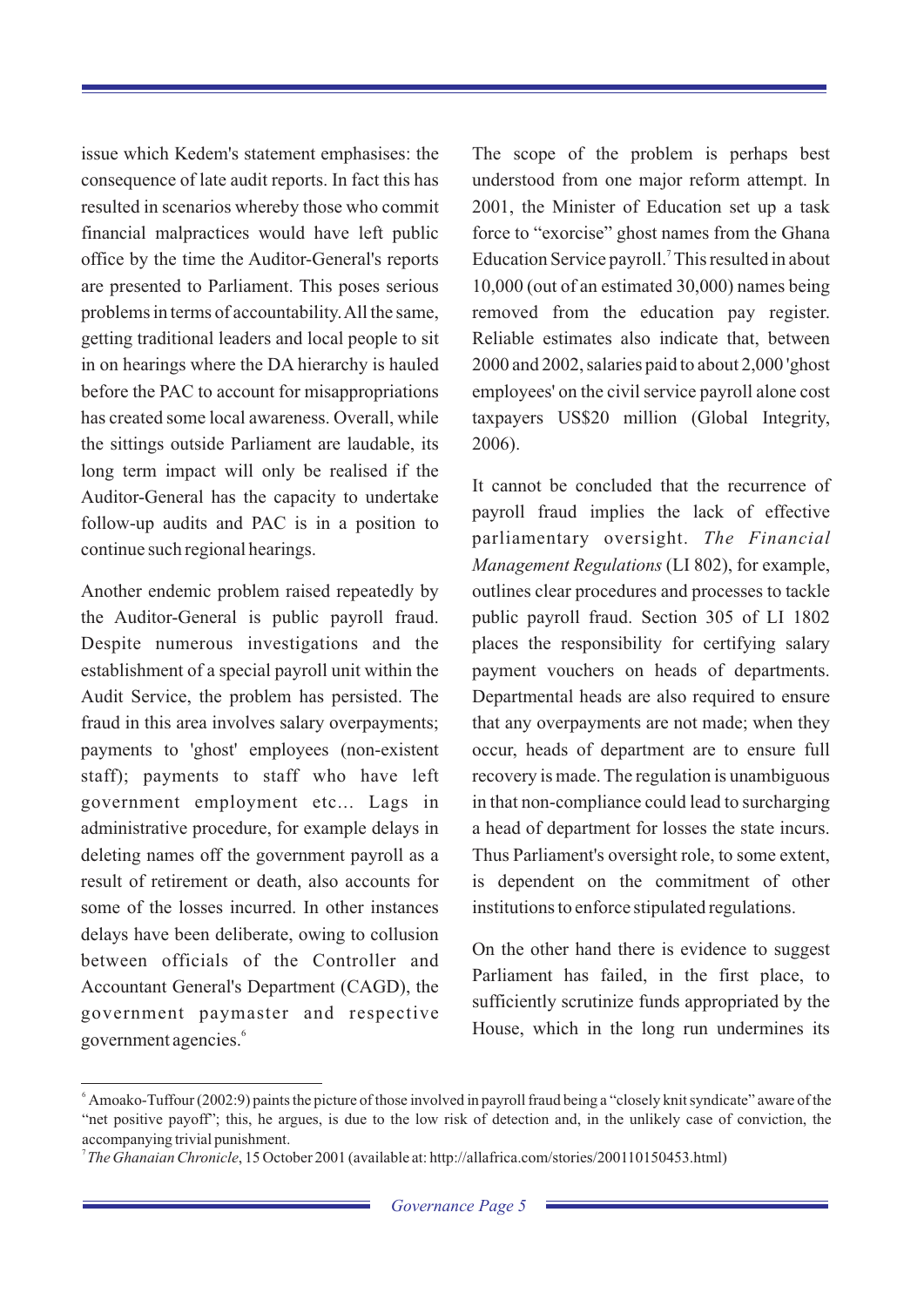issue which Kedem's statement emphasises: the consequence of late audit reports. In fact this has resulted in scenarios whereby those who commit financial malpractices would have left public office by the time the Auditor-General's reports are presented to Parliament. This poses serious problems in terms of accountability. All the same, getting traditional leaders and local people to sit in on hearings where the DA hierarchy is hauled before the PAC to account for misappropriations has created some local awareness. Overall, while the sittings outside Parliament are laudable, its long term impact will only be realised if the Auditor-General has the capacity to undertake follow-up audits and PAC is in a position to continue such regional hearings.

Another endemic problem raised repeatedly by the Auditor-General is public payroll fraud. Despite numerous investigations and the establishment of a special payroll unit within the Audit Service, the problem has persisted. The fraud in this area involves salary overpayments; payments to 'ghost' employees (non-existent staff); payments to staff who have left government employment etc... Lags in administrative procedure, for example delays in deleting names off the government payroll as a result of retirement or death, also accounts for some of the losses incurred. In other instances delays have been deliberate, owing to collusion between officials of the Controller and Accountant General's Department (CAGD), the government paymaster and respective government agencies.[6]

The scope of the problem is perhaps best understood from one major reform attempt. In 2001, the Minister of Education set up a task force to "exorcise" ghost names from the Ghana Education Service payroll.[7] This resulted in about 10,000 (out of an estimated 30,000) names being removed from the education pay register. Reliable estimates also indicate that, between 2000 and 2002, salaries paid to about 2,000 'ghost employees' on the civil service payroll alone cost taxpayers US$20 million (Global Integrity, 2006).

It cannot be concluded that the recurrence of payroll fraud implies the lack of effective parliamentary oversight. *The Financial Management Regulations* (LI 802), for example, outlines clear procedures and processes to tackle public payroll fraud. Section 305 of LI 1802 places the responsibility for certifying salary payment vouchers on heads of departments. Departmental heads are also required to ensure that any overpayments are not made; when they occur, heads of department are to ensure full recovery is made. The regulation is unambiguous in that non-compliance could lead to surcharging a head of department for losses the state incurs. Thus Parliament's oversight role, to some extent, is dependent on the commitment of other institutions to enforce stipulated regulations.

On the other hand there is evidence to suggest Parliament has failed, in the first place, to sufficiently scrutinize funds appropriated by the House, which in the long run undermines its

---

[6] Amoako-Tuffour (2002:9) paints the picture of those involved in payroll fraud being a "closely knit syndicate" aware of the "net positive payoff"; this, he argues, is due to the low risk of detection and, in the unlikely case of conviction, the accompanying trivial punishment.

[7] *The Ghanaian Chronicle*, 15 October 2001 (available at: http://allafrica.com/stories/200110150453.html)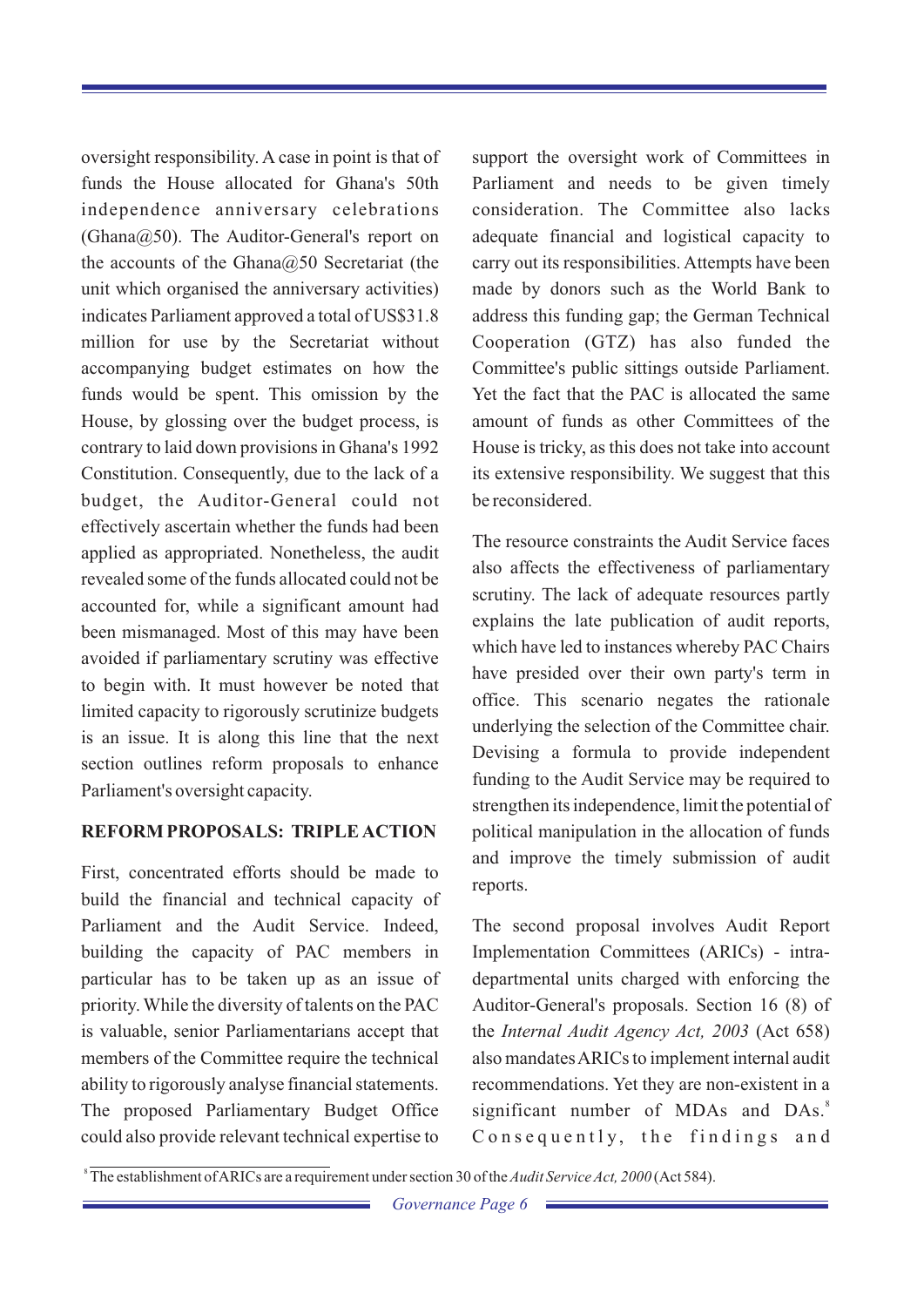oversight responsibility. A case in point is that of funds the House allocated for Ghana's 50th independence anniversary celebrations (Ghana@50). The Auditor-General's report on the accounts of the Ghana@50 Secretariat (the unit which organised the anniversary activities) indicates Parliament approved a total of US$31.8 million for use by the Secretariat without accompanying budget estimates on how the funds would be spent. This omission by the House, by glossing over the budget process, is contrary to laid down provisions in Ghana's 1992 Constitution. Consequently, due to the lack of a budget, the Auditor-General could not effectively ascertain whether the funds had been applied as appropriated. Nonetheless, the audit revealed some of the funds allocated could not be accounted for, while a significant amount had been mismanaged. Most of this may have been avoided if parliamentary scrutiny was effective to begin with. It must however be noted that limited capacity to rigorously scrutinize budgets is an issue. It is along this line that the next section outlines reform proposals to enhance Parliament's oversight capacity.

**REFORM PROPOSALS: TRIPLE ACTION**

First, concentrated efforts should be made to build the financial and technical capacity of Parliament and the Audit Service. Indeed, building the capacity of PAC members in particular has to be taken up as an issue of priority. While the diversity of talents on the PAC is valuable, senior Parliamentarians accept that members of the Committee require the technical ability to rigorously analyse financial statements. The proposed Parliamentary Budget Office could also provide relevant technical expertise to support the oversight work of Committees in Parliament and needs to be given timely consideration. The Committee also lacks adequate financial and logistical capacity to carry out its responsibilities. Attempts have been made by donors such as the World Bank to address this funding gap; the German Technical Cooperation (GTZ) has also funded the Committee's public sittings outside Parliament. Yet the fact that the PAC is allocated the same amount of funds as other Committees of the House is tricky, as this does not take into account its extensive responsibility. We suggest that this be reconsidered.

The resource constraints the Audit Service faces also affects the effectiveness of parliamentary scrutiny. The lack of adequate resources partly explains the late publication of audit reports, which have led to instances whereby PAC Chairs have presided over their own party's term in office. This scenario negates the rationale underlying the selection of the Committee chair. Devising a formula to provide independent funding to the Audit Service may be required to strengthen its independence, limit the potential of political manipulation in the allocation of funds and improve the timely submission of audit reports.

The second proposal involves Audit Report Implementation Committees (ARICs) - intra-departmental units charged with enforcing the Auditor-General's proposals. Section 16 (8) of the *Internal Audit Agency Act, 2003* (Act 658) also mandates ARICs to implement internal audit recommendations. Yet they are non-existent in a significant number of MDAs and DAs.[8] Consequently, the findings and

[8] The establishment of ARICs are a requirement under section 30 of the *Audit Service Act, 2000* (Act 584).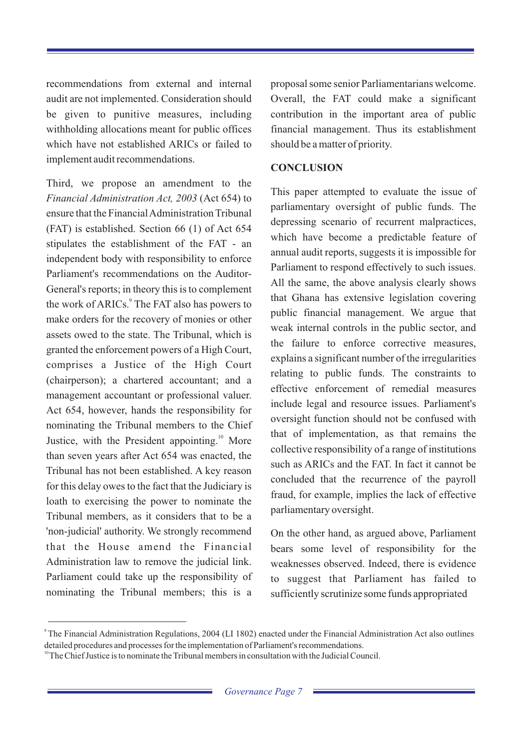recommendations from external and internal audit are not implemented. Consideration should be given to punitive measures, including withholding allocations meant for public offices which have not established ARICs or failed to implement audit recommendations.

Third, we propose an amendment to the *Financial Administration Act, 2003* (Act 654) to ensure that the Financial Administration Tribunal (FAT) is established. Section 66 (1) of Act 654 stipulates the establishment of the FAT - an independent body with responsibility to enforce Parliament's recommendations on the Auditor-General's reports; in theory this is to complement the work of ARICs.[9] The FAT also has powers to make orders for the recovery of monies or other assets owed to the state. The Tribunal, which is granted the enforcement powers of a High Court, comprises a Justice of the High Court (chairperson); a chartered accountant; and a management accountant or professional valuer. Act 654, however, hands the responsibility for nominating the Tribunal members to the Chief Justice, with the President appointing.[10] More than seven years after Act 654 was enacted, the Tribunal has not been established. A key reason for this delay owes to the fact that the Judiciary is loath to exercising the power to nominate the Tribunal members, as it considers that to be a 'non-judicial' authority. We strongly recommend that the House amend the Financial Administration law to remove the judicial link. Parliament could take up the responsibility of nominating the Tribunal members; this is a proposal some senior Parliamentarians welcome. Overall, the FAT could make a significant contribution in the important area of public financial management. Thus its establishment should be a matter of priority.

**CONCLUSION**

This paper attempted to evaluate the issue of parliamentary oversight of public funds. The depressing scenario of recurrent malpractices, which have become a predictable feature of annual audit reports, suggests it is impossible for Parliament to respond effectively to such issues. All the same, the above analysis clearly shows that Ghana has extensive legislation covering public financial management. We argue that weak internal controls in the public sector, and the failure to enforce corrective measures, explains a significant number of the irregularities relating to public funds. The constraints to effective enforcement of remedial measures include legal and resource issues. Parliament's oversight function should not be confused with that of implementation, as that remains the collective responsibility of a range of institutions such as ARICs and the FAT. In fact it cannot be concluded that the recurrence of the payroll fraud, for example, implies the lack of effective parliamentary oversight.

On the other hand, as argued above, Parliament bears some level of responsibility for the weaknesses observed. Indeed, there is evidence to suggest that Parliament has failed to sufficiently scrutinize some funds appropriated

---

[9] The Financial Administration Regulations, 2004 (LI 1802) enacted under the Financial Administration Act also outlines detailed procedures and processes for the implementation of Parliament's recommendations.

[10] The Chief Justice is to nominate the Tribunal members in consultation with the Judicial Council.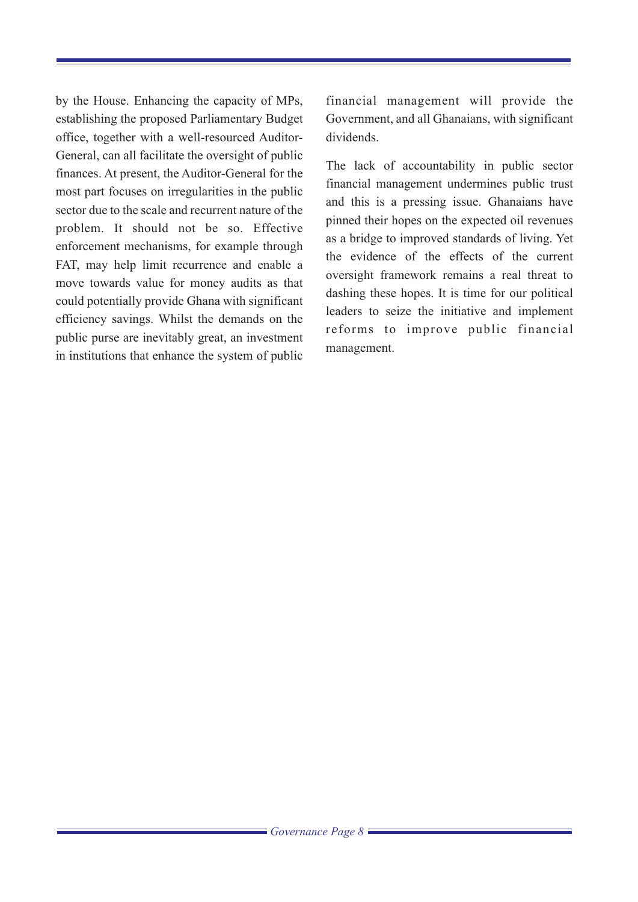by the House. Enhancing the capacity of MPs, establishing the proposed Parliamentary Budget office, together with a well-resourced Auditor-General, can all facilitate the oversight of public finances. At present, the Auditor-General for the most part focuses on irregularities in the public sector due to the scale and recurrent nature of the problem. It should not be so. Effective enforcement mechanisms, for example through FAT, may help limit recurrence and enable a move towards value for money audits as that could potentially provide Ghana with significant efficiency savings. Whilst the demands on the public purse are inevitably great, an investment in institutions that enhance the system of public financial management will provide the Government, and all Ghanaians, with significant dividends.

The lack of accountability in public sector financial management undermines public trust and this is a pressing issue. Ghanaians have pinned their hopes on the expected oil revenues as a bridge to improved standards of living. Yet the evidence of the effects of the current oversight framework remains a real threat to dashing these hopes. It is time for our political leaders to seize the initiative and implement reforms to improve public financial management.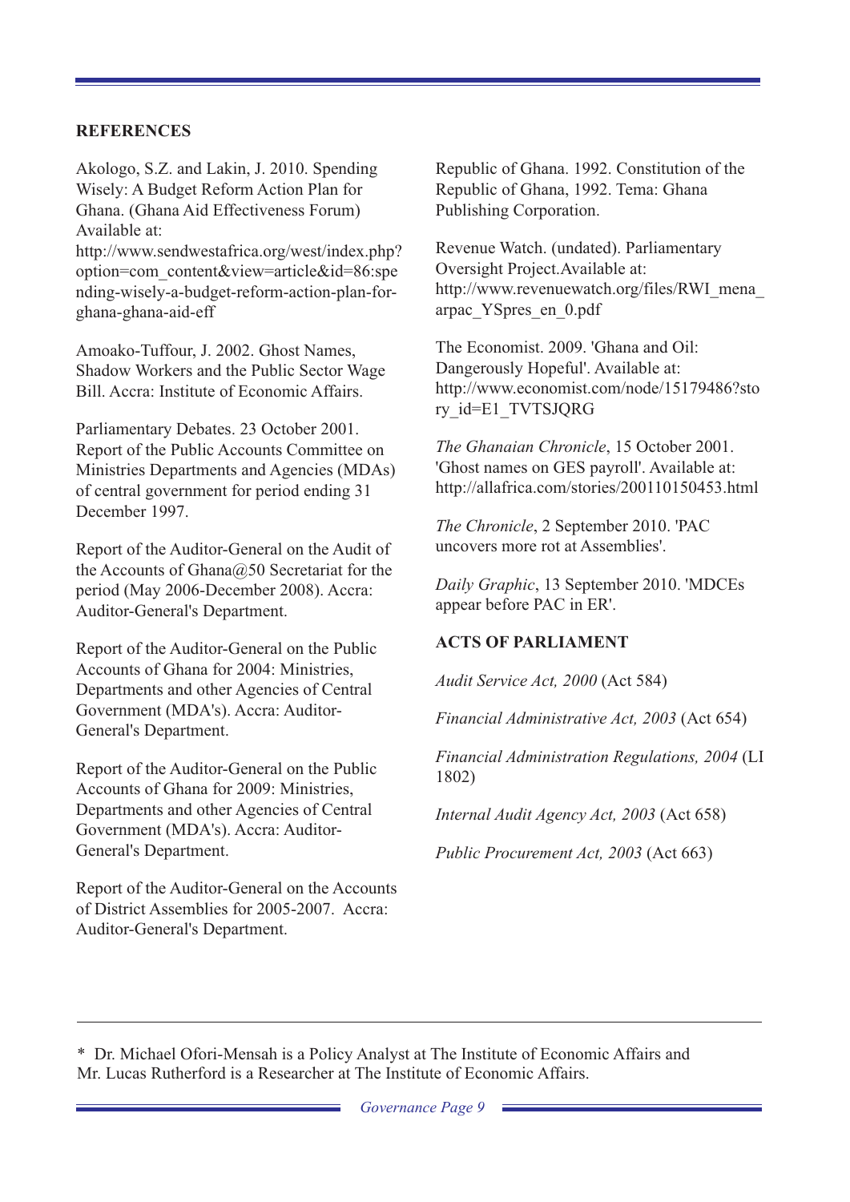## REFERENCES

Akologo, S.Z. and Lakin, J. 2010. Spending Wisely: A Budget Reform Action Plan for Ghana. (Ghana Aid Effectiveness Forum) Available at: http://www.sendwestafrica.org/west/index.php?option=com_content&view=article&id=86:spending-wisely-a-budget-reform-action-plan-for-ghana-ghana-aid-eff

Amoako-Tuffour, J. 2002. Ghost Names, Shadow Workers and the Public Sector Wage Bill. Accra: Institute of Economic Affairs.

Parliamentary Debates. 23 October 2001. Report of the Public Accounts Committee on Ministries Departments and Agencies (MDAs) of central government for period ending 31 December 1997.

Report of the Auditor-General on the Audit of the Accounts of Ghana@50 Secretariat for the period (May 2006-December 2008). Accra: Auditor-General's Department.

Report of the Auditor-General on the Public Accounts of Ghana for 2004: Ministries, Departments and other Agencies of Central Government (MDA's). Accra: Auditor-General's Department.

Report of the Auditor-General on the Public Accounts of Ghana for 2009: Ministries, Departments and other Agencies of Central Government (MDA's). Accra: Auditor-General's Department.

Report of the Auditor-General on the Accounts of District Assemblies for 2005-2007. Accra: Auditor-General's Department.

Republic of Ghana. 1992. Constitution of the Republic of Ghana, 1992. Tema: Ghana Publishing Corporation.

Revenue Watch. (undated). Parliamentary Oversight Project.Available at: http://www.revenuewatch.org/files/RWI_mena_arpac_YSpres_en_0.pdf

The Economist. 2009. 'Ghana and Oil: Dangerously Hopeful'. Available at: http://www.economist.com/node/15179486?story_id=E1_TVTSJQRG

*The Ghanaian Chronicle*, 15 October 2001. 'Ghost names on GES payroll'. Available at: http://allafrica.com/stories/200110150453.html

*The Chronicle*, 2 September 2010. 'PAC uncovers more rot at Assemblies'.

*Daily Graphic*, 13 September 2010. 'MDCEs appear before PAC in ER'.

## ACTS OF PARLIAMENT

*Audit Service Act, 2000* (Act 584)

*Financial Administrative Act, 2003* (Act 654)

*Financial Administration Regulations, 2004* (LI 1802)

*Internal Audit Agency Act, 2003* (Act 658)

*Public Procurement Act, 2003* (Act 663)

---

\* Dr. Michael Ofori-Mensah is a Policy Analyst at The Institute of Economic Affairs and Mr. Lucas Rutherford is a Researcher at The Institute of Economic Affairs.